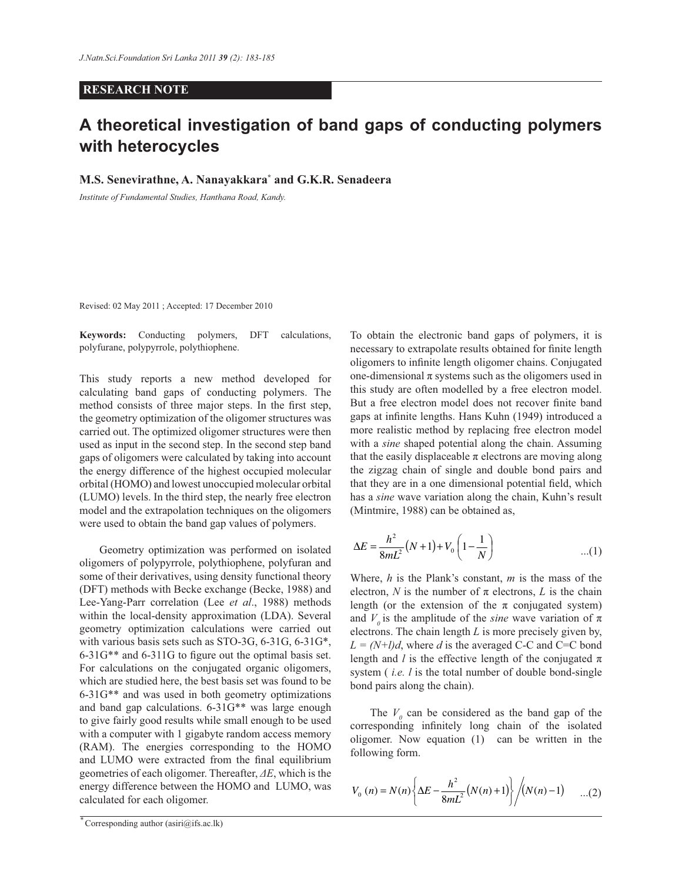RESEARCH NOTE

# A theoretical investigation of band gaps of conducting polymers with heterocycles

**M.S. Senevirathne, A. Nanayakkara[*] and G.K.R. Senadeera**

*Institute of Fundamental Studies, Hanthana Road, Kandy.*

Revised: 02 May 2011 ; Accepted: 17 December 2010

**Keywords:** Conducting polymers, DFT calculations, polyfurane, polypyrrole, polythiophene.

This study reports a new method developed for calculating band gaps of conducting polymers. The method consists of three major steps. In the first step, the geometry optimization of the oligomer structures was carried out. The optimized oligomer structures were then used as input in the second step. In the second step band gaps of oligomers were calculated by taking into account the energy difference of the highest occupied molecular orbital (HOMO) and lowest unoccupied molecular orbital (LUMO) levels. In the third step, the nearly free electron model and the extrapolation techniques on the oligomers were used to obtain the band gap values of polymers.

Geometry optimization was performed on isolated oligomers of polypyrrole, polythiophene, polyfuran and some of their derivatives, using density functional theory (DFT) methods with Becke exchange (Becke, 1988) and Lee-Yang-Parr correlation (Lee *et al*., 1988) methods within the local-density approximation (LDA). Several geometry optimization calculations were carried out with various basis sets such as STO-3G, 6-31G, 6-31G*, 6-31G** and 6-311G to figure out the optimal basis set. For calculations on the conjugated organic oligomers, which are studied here, the best basis set was found to be 6-31G** and was used in both geometry optimizations and band gap calculations. 6-31G** was large enough to give fairly good results while small enough to be used with a computer with 1 gigabyte random access memory (RAM). The energies corresponding to the HOMO and LUMO were extracted from the final equilibrium geometries of each oligomer. Thereafter, *ΔE*, which is the energy difference between the HOMO and LUMO, was calculated for each oligomer.

To obtain the electronic band gaps of polymers, it is necessary to extrapolate results obtained for finite length oligomers to infinite length oligomer chains. Conjugated one-dimensional π systems such as the oligomers used in this study are often modelled by a free electron model. But a free electron model does not recover finite band gaps at infinite lengths. Hans Kuhn (1949) introduced a more realistic method by replacing free electron model with a *sine* shaped potential along the chain. Assuming that the easily displaceable π electrons are moving along the zigzag chain of single and double bond pairs and that they are in a one dimensional potential field, which has a *sine* wave variation along the chain, Kuhn's result (Mintmire, 1988) can be obtained as,

$$\Delta E = \frac{h^2}{8mL^2}(N+1) + V_0\left(1 - \frac{1}{N}\right) \qquad ...(1)$$

Where, $h$ is the Plank's constant, $m$ is the mass of the electron, $N$ is the number of π electrons, $L$ is the chain length (or the extension of the π conjugated system) and $V_0$ is the amplitude of the *sine* wave variation of π electrons. The chain length $L$ is more precisely given by, $L = (N+l)d$, where $d$ is the averaged C-C and C=C bond length and $l$ is the effective length of the conjugated π system ( *i.e.* $l$ is the total number of double bond-single bond pairs along the chain).

The $V_0$ can be considered as the band gap of the corresponding infinitely long chain of the isolated oligomer. Now equation (1) can be written in the following form.

$$V_0(n) = N(n)\left\{\Delta E - \frac{h^2}{8mL^2}\big(N(n)+1\big)\right\} \Big/ \big(N(n)-1\big) \qquad ...(2)$$

[*] Corresponding author (asiri@ifs.ac.lk)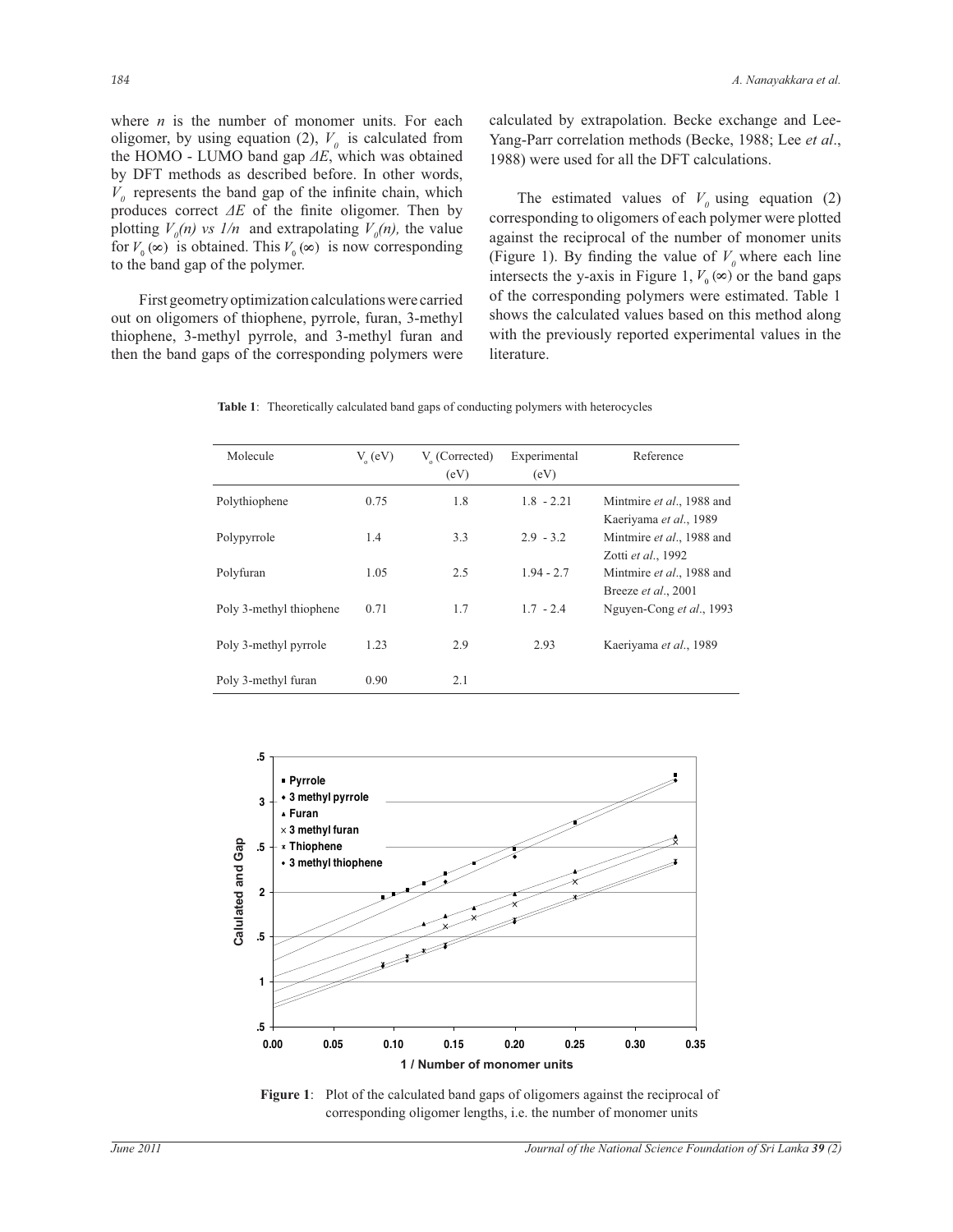where $n$ is the number of monomer units. For each oligomer, by using equation (2), $V_0$ is calculated from the HOMO - LUMO band gap $\Delta E$, which was obtained by DFT methods as described before. In other words, $V_0$ represents the band gap of the infinite chain, which produces correct $\Delta E$ of the finite oligomer. Then by plotting $V_0(n)$ vs $1/n$ and extrapolating $V_0(n)$, the value for $V_0(\infty)$ is obtained. This $V_0(\infty)$ is now corresponding to the band gap of the polymer.

First geometry optimization calculations were carried out on oligomers of thiophene, pyrrole, furan, 3-methyl thiophene, 3-methyl pyrrole, and 3-methyl furan and then the band gaps of the corresponding polymers were calculated by extrapolation. Becke exchange and Lee-Yang-Parr correlation methods (Becke, 1988; Lee *et al*., 1988) were used for all the DFT calculations.

The estimated values of $V_0$ using equation (2) corresponding to oligomers of each polymer were plotted against the reciprocal of the number of monomer units (Figure 1). By finding the value of $V_0$ where each line intersects the y-axis in Figure 1, $V_0(\infty)$ or the band gaps of the corresponding polymers were estimated. Table 1 shows the calculated values based on this method along with the previously reported experimental values in the literature.

**Table 1**: Theoretically calculated band gaps of conducting polymers with heterocycles

| Molecule | $V_o$ (eV) | $V_o$ (Corrected) (eV) | Experimental (eV) | Reference |
|---|---|---|---|---|
| Polythiophene | 0.75 | 1.8 | 1.8 - 2.21 | Mintmire *et al*., 1988 and Kaeriyama *et al*., 1989 |
| Polypyrrole | 1.4 | 3.3 | 2.9 - 3.2 | Mintmire *et al*., 1988 and Zotti *et al*., 1992 |
| Polyfuran | 1.05 | 2.5 | 1.94 - 2.7 | Mintmire *et al*., 1988 and Breeze *et al*., 2001 |
| Poly 3-methyl thiophene | 0.71 | 1.7 | 1.7 - 2.4 | Nguyen-Cong *et al*., 1993 |
| Poly 3-methyl pyrrole | 1.23 | 2.9 | 2.93 | Kaeriyama *et al*., 1989 |
| Poly 3-methyl furan | 0.90 | 2.1 | | |

.5
3
.5
2
.5
1
.5
Calulated and Gap
Pyrrole
3 methyl pyrrole
Furan
3 methyl furan
Thiophene
3 methyl thiophene
0.00 0.05 0.10 0.15 0.20 0.25 0.30 0.35
1 / Number of monomer units

**Figure 1**: Plot of the calculated band gaps of oligomers against the reciprocal of corresponding oligomer lengths, i.e. the number of monomer units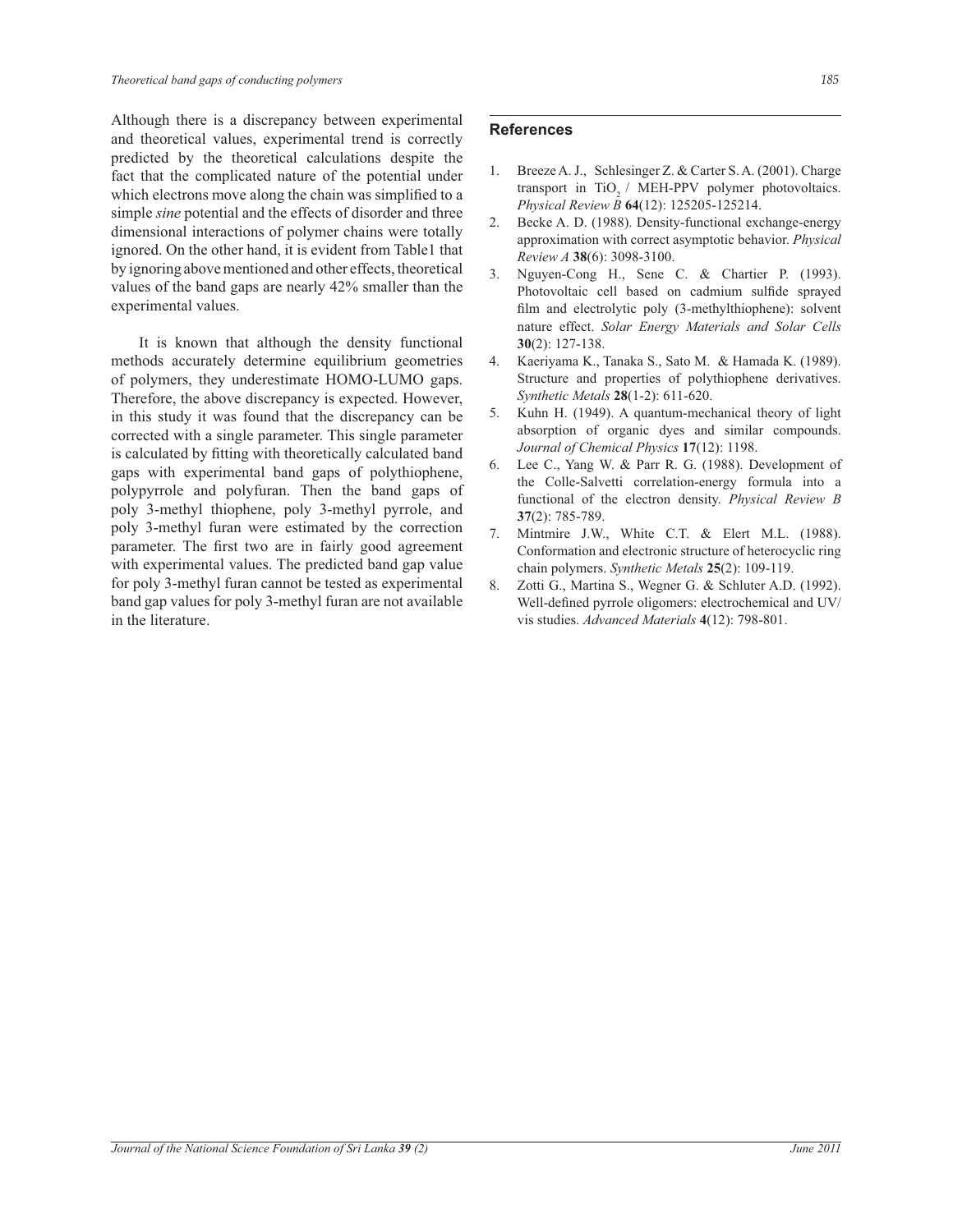Although there is a discrepancy between experimental and theoretical values, experimental trend is correctly predicted by the theoretical calculations despite the fact that the complicated nature of the potential under which electrons move along the chain was simplified to a simple *sine* potential and the effects of disorder and three dimensional interactions of polymer chains were totally ignored. On the other hand, it is evident from Table1 that by ignoring above mentioned and other effects, theoretical values of the band gaps are nearly 42% smaller than the experimental values.

It is known that although the density functional methods accurately determine equilibrium geometries of polymers, they underestimate HOMO-LUMO gaps. Therefore, the above discrepancy is expected. However, in this study it was found that the discrepancy can be corrected with a single parameter. This single parameter is calculated by fitting with theoretically calculated band gaps with experimental band gaps of polythiophene, polypyrrole and polyfuran. Then the band gaps of poly 3-methyl thiophene, poly 3-methyl pyrrole, and poly 3-methyl furan were estimated by the correction parameter. The first two are in fairly good agreement with experimental values. The predicted band gap value for poly 3-methyl furan cannot be tested as experimental band gap values for poly 3-methyl furan are not available in the literature.

## References

1. Breeze A. J., Schlesinger Z. & Carter S. A. (2001). Charge transport in $TiO_2$ / MEH-PPV polymer photovoltaics. *Physical Review B* **64**(12): 125205-125214.
2. Becke A. D. (1988). Density-functional exchange-energy approximation with correct asymptotic behavior. *Physical Review A* **38**(6): 3098-3100.
3. Nguyen-Cong H., Sene C. & Chartier P. (1993). Photovoltaic cell based on cadmium sulfide sprayed film and electrolytic poly (3-methylthiophene): solvent nature effect. *Solar Energy Materials and Solar Cells* **30**(2): 127-138.
4. Kaeriyama K., Tanaka S., Sato M. & Hamada K. (1989). Structure and properties of polythiophene derivatives. *Synthetic Metals* **28**(1-2): 611-620.
5. Kuhn H. (1949). A quantum-mechanical theory of light absorption of organic dyes and similar compounds. *Journal of Chemical Physics* **17**(12): 1198.
6. Lee C., Yang W. & Parr R. G. (1988). Development of the Colle-Salvetti correlation-energy formula into a functional of the electron density. *Physical Review B* **37**(2): 785-789.
7. Mintmire J.W., White C.T. & Elert M.L. (1988). Conformation and electronic structure of heterocyclic ring chain polymers. *Synthetic Metals* **25**(2): 109-119.
8. Zotti G., Martina S., Wegner G. & Schluter A.D. (1992). Well-defined pyrrole oligomers: electrochemical and UV/vis studies. *Advanced Materials* **4**(12): 798-801.